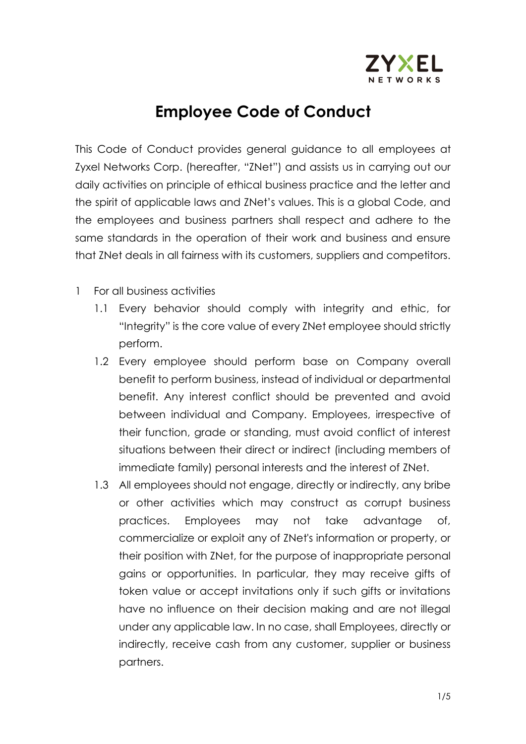# Employee Code of Conduct

This Code of Conduct provides general guidance to all employees at Zyxel Networks Corp. (hereafter, "ZNet") and assists us in carrying out our daily activities on principle of ethical business practice and the letter and the spirit of applicable laws and ZNet's values. This is a global Code, and the employees and business partners shall respect and adhere to the same standards in the operation of their work and business and ensure that ZNet deals in all fairness with its customers, suppliers and competitors.

1 For all business activities

1.1 Every behavior should comply with integrity and ethic, for "Integrity" is the core value of every ZNet employee should strictly perform.

1.2 Every employee should perform base on Company overall benefit to perform business, instead of individual or departmental benefit. Any interest conflict should be prevented and avoid between individual and Company. Employees, irrespective of their function, grade or standing, must avoid conflict of interest situations between their direct or indirect (including members of immediate family) personal interests and the interest of ZNet.

1.3 All employees should not engage, directly or indirectly, any bribe or other activities which may construct as corrupt business practices. Employees may not take advantage of, commercialize or exploit any of ZNet's information or property, or their position with ZNet, for the purpose of inappropriate personal gains or opportunities. In particular, they may receive gifts of token value or accept invitations only if such gifts or invitations have no influence on their decision making and are not illegal under any applicable law. In no case, shall Employees, directly or indirectly, receive cash from any customer, supplier or business partners.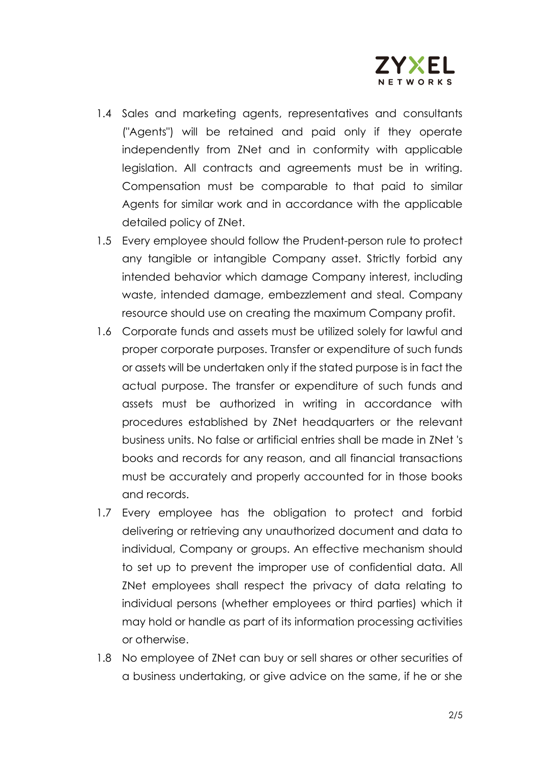1.4 Sales and marketing agents, representatives and consultants ("Agents") will be retained and paid only if they operate independently from ZNet and in conformity with applicable legislation. All contracts and agreements must be in writing. Compensation must be comparable to that paid to similar Agents for similar work and in accordance with the applicable detailed policy of ZNet.

1.5 Every employee should follow the Prudent-person rule to protect any tangible or intangible Company asset. Strictly forbid any intended behavior which damage Company interest, including waste, intended damage, embezzlement and steal. Company resource should use on creating the maximum Company profit.

1.6 Corporate funds and assets must be utilized solely for lawful and proper corporate purposes. Transfer or expenditure of such funds or assets will be undertaken only if the stated purpose is in fact the actual purpose. The transfer or expenditure of such funds and assets must be authorized in writing in accordance with procedures established by ZNet headquarters or the relevant business units. No false or artificial entries shall be made in ZNet 's books and records for any reason, and all financial transactions must be accurately and properly accounted for in those books and records.

1.7 Every employee has the obligation to protect and forbid delivering or retrieving any unauthorized document and data to individual, Company or groups. An effective mechanism should to set up to prevent the improper use of confidential data. All ZNet employees shall respect the privacy of data relating to individual persons (whether employees or third parties) which it may hold or handle as part of its information processing activities or otherwise.

1.8 No employee of ZNet can buy or sell shares or other securities of a business undertaking, or give advice on the same, if he or she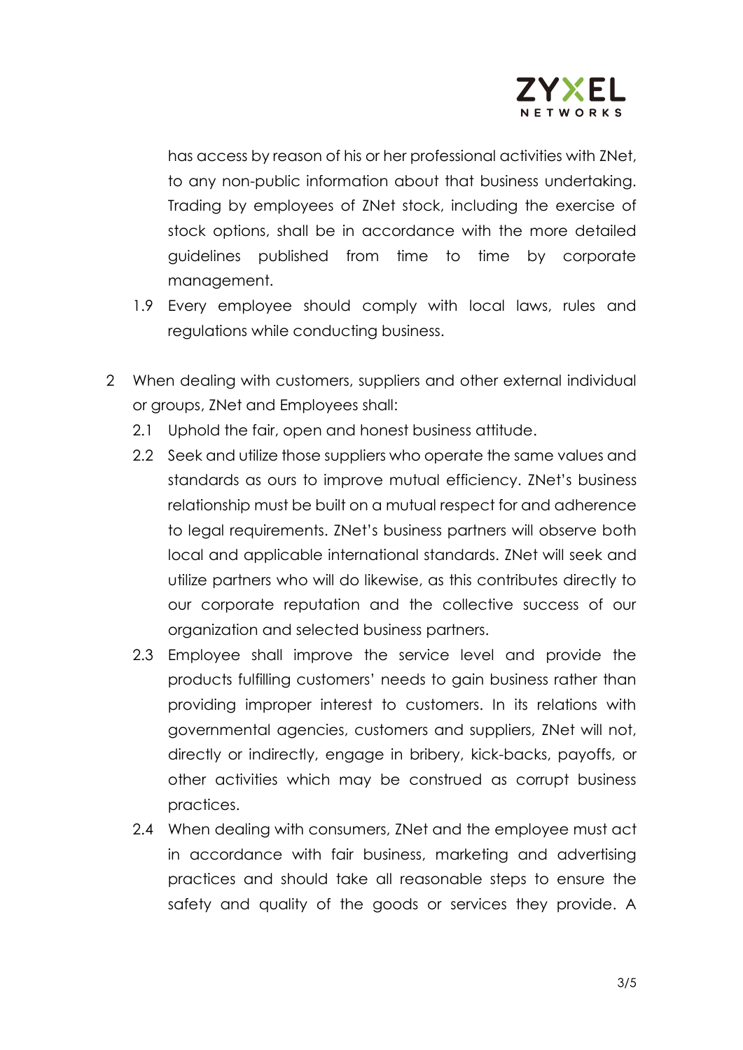has access by reason of his or her professional activities with ZNet, to any non-public information about that business undertaking. Trading by employees of ZNet stock, including the exercise of stock options, shall be in accordance with the more detailed guidelines published from time to time by corporate management.

1.9 Every employee should comply with local laws, rules and regulations while conducting business.

2 When dealing with customers, suppliers and other external individual or groups, ZNet and Employees shall:

2.1 Uphold the fair, open and honest business attitude.

2.2 Seek and utilize those suppliers who operate the same values and standards as ours to improve mutual efficiency. ZNet's business relationship must be built on a mutual respect for and adherence to legal requirements. ZNet's business partners will observe both local and applicable international standards. ZNet will seek and utilize partners who will do likewise, as this contributes directly to our corporate reputation and the collective success of our organization and selected business partners.

2.3 Employee shall improve the service level and provide the products fulfilling customers' needs to gain business rather than providing improper interest to customers. In its relations with governmental agencies, customers and suppliers, ZNet will not, directly or indirectly, engage in bribery, kick-backs, payoffs, or other activities which may be construed as corrupt business practices.

2.4 When dealing with consumers, ZNet and the employee must act in accordance with fair business, marketing and advertising practices and should take all reasonable steps to ensure the safety and quality of the goods or services they provide. A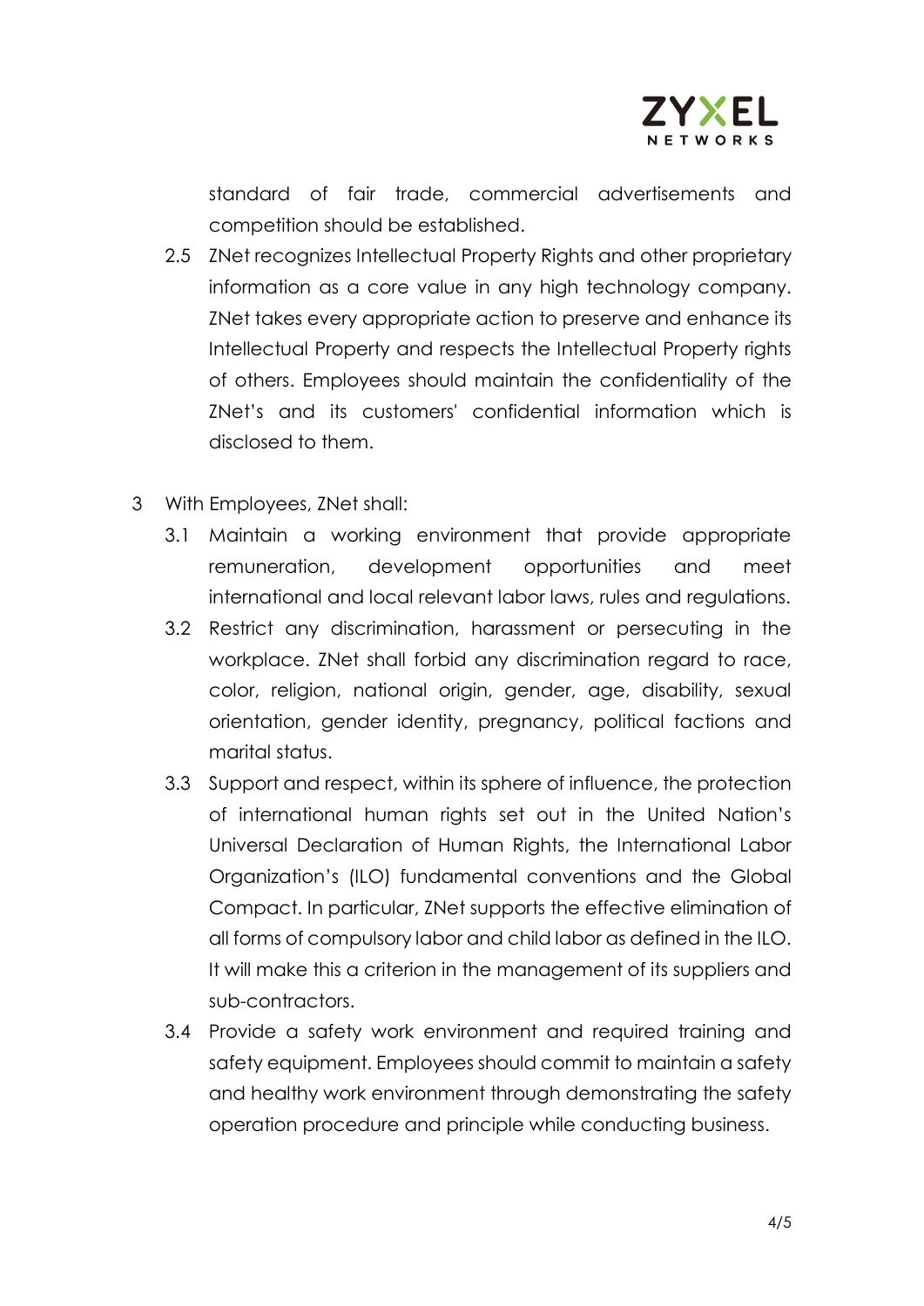standard of fair trade, commercial advertisements and competition should be established.

2.5 ZNet recognizes Intellectual Property Rights and other proprietary information as a core value in any high technology company. ZNet takes every appropriate action to preserve and enhance its Intellectual Property and respects the Intellectual Property rights of others. Employees should maintain the confidentiality of the ZNet's and its customers' confidential information which is disclosed to them.

3 With Employees, ZNet shall:

3.1 Maintain a working environment that provide appropriate remuneration, development opportunities and meet international and local relevant labor laws, rules and regulations.

3.2 Restrict any discrimination, harassment or persecuting in the workplace. ZNet shall forbid any discrimination regard to race, color, religion, national origin, gender, age, disability, sexual orientation, gender identity, pregnancy, political factions and marital status.

3.3 Support and respect, within its sphere of influence, the protection of international human rights set out in the United Nation's Universal Declaration of Human Rights, the International Labor Organization's (ILO) fundamental conventions and the Global Compact. In particular, ZNet supports the effective elimination of all forms of compulsory labor and child labor as defined in the ILO. It will make this a criterion in the management of its suppliers and sub-contractors.

3.4 Provide a safety work environment and required training and safety equipment. Employees should commit to maintain a safety and healthy work environment through demonstrating the safety operation procedure and principle while conducting business.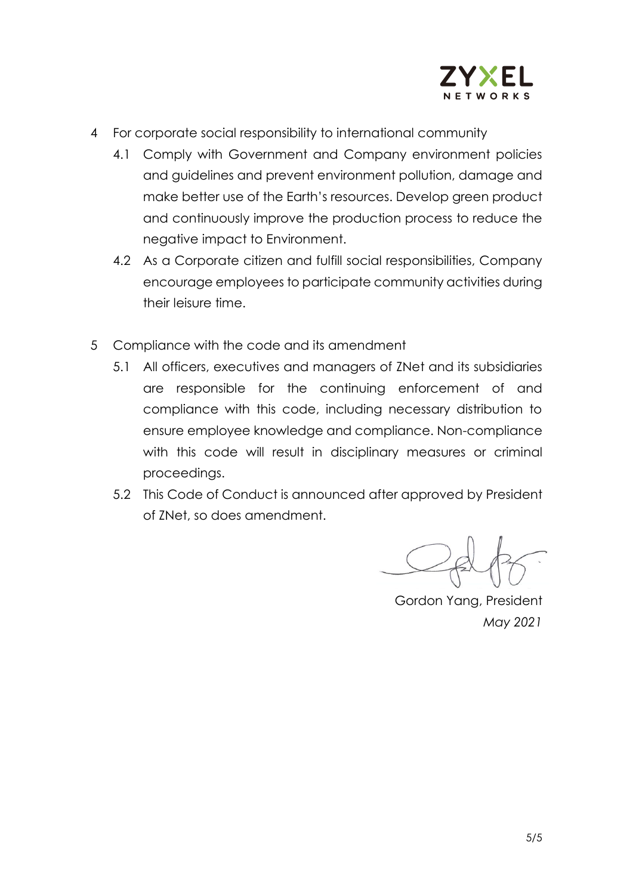4 For corporate social responsibility to international community

   4.1 Comply with Government and Company environment policies and guidelines and prevent environment pollution, damage and make better use of the Earth's resources. Develop green product and continuously improve the production process to reduce the negative impact to Environment.

   4.2 As a Corporate citizen and fulfill social responsibilities, Company encourage employees to participate community activities during their leisure time.

5 Compliance with the code and its amendment

   5.1 All officers, executives and managers of ZNet and its subsidiaries are responsible for the continuing enforcement of and compliance with this code, including necessary distribution to ensure employee knowledge and compliance. Non-compliance with this code will result in disciplinary measures or criminal proceedings.

   5.2 This Code of Conduct is announced after approved by President of ZNet, so does amendment.

Gordon Yang, President

*May 2021*